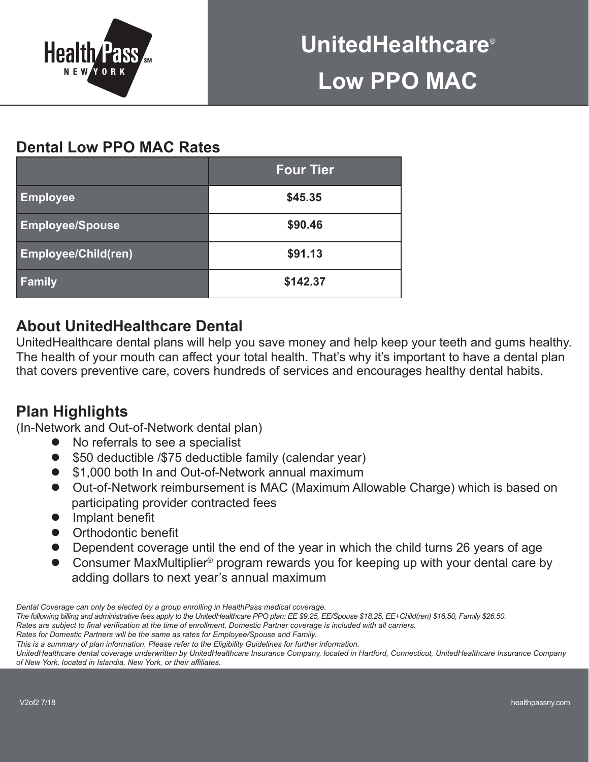HealthPass NEW YORK℠

# UnitedHealthcare® Low PPO MAC

## Dental Low PPO MAC Rates

| | Four Tier |
|---|---|
| Employee | $45.35 |
| Employee/Spouse | $90.46 |
| Employee/Child(ren) | $91.13 |
| Family | $142.37 |

## About UnitedHealthcare Dental

UnitedHealthcare dental plans will help you save money and help keep your teeth and gums healthy. The health of your mouth can affect your total health. That's why it's important to have a dental plan that covers preventive care, covers hundreds of services and encourages healthy dental habits.

## Plan Highlights

(In-Network and Out-of-Network dental plan)

- No referrals to see a specialist
- $50 deductible /$75 deductible family (calendar year)
- $1,000 both In and Out-of-Network annual maximum
- Out-of-Network reimbursement is MAC (Maximum Allowable Charge) which is based on participating provider contracted fees
- Implant benefit
- Orthodontic benefit
- Dependent coverage until the end of the year in which the child turns 26 years of age
- Consumer MaxMultiplier® program rewards you for keeping up with your dental care by adding dollars to next year's annual maximum

*Dental Coverage can only be elected by a group enrolling in HealthPass medical coverage.*
*The following billing and administrative fees apply to the UnitedHealthcare PPO plan: EE $9.25, EE/Spouse $18.25, EE+Child(ren) $16.50, Family $26.50.*
*Rates are subject to final verification at the time of enrollment. Domestic Partner coverage is included with all carriers.*
*Rates for Domestic Partners will be the same as rates for Employee/Spouse and Family.*
*This is a summary of plan information. Please refer to the Eligibility Guidelines for further information.*
*UnitedHealthcare dental coverage underwritten by UnitedHealthcare Insurance Company, located in Hartford, Connecticut, UnitedHealthcare Insurance Company of New York, located in Islandia, New York, or their affiliates.*

V2of2 7/18

healthpassny.com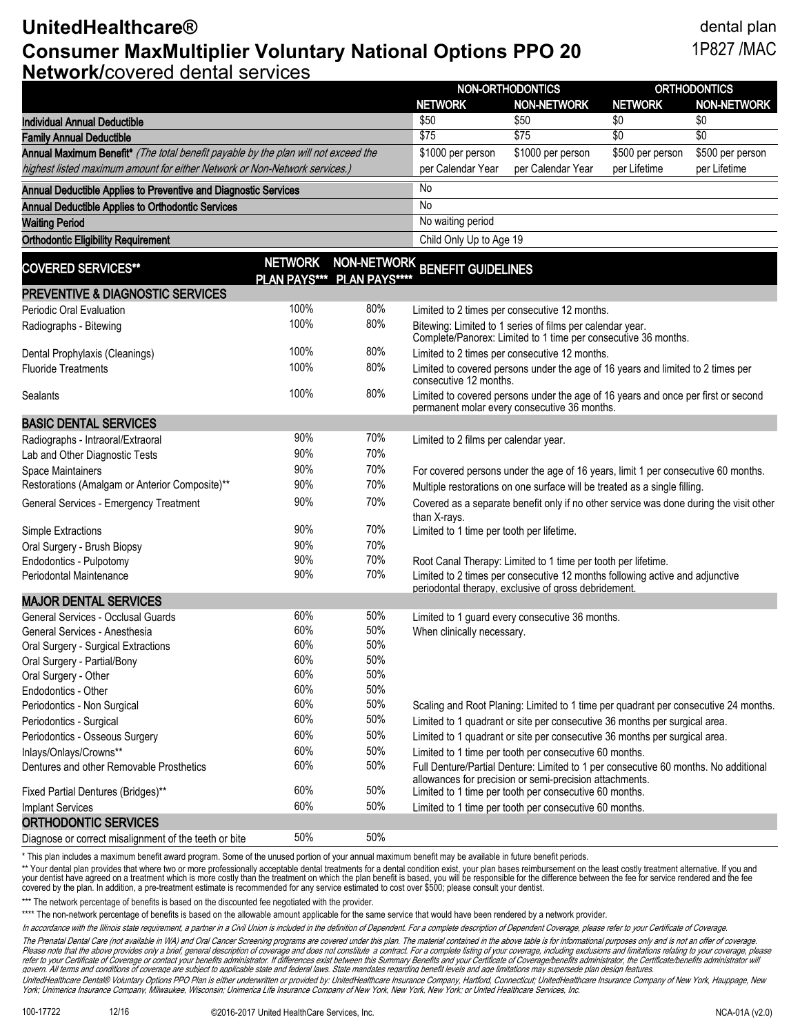# UnitedHealthcare® Consumer MaxMultiplier Voluntary National Options PPO 20 Network/covered dental services

dental plan
1P827 /MAC

| | NON-ORTHODONTICS | | ORTHODONTICS | |
|---|---|---|---|---|
| | NETWORK | NON-NETWORK | NETWORK | NON-NETWORK |
| **Individual Annual Deductible** | $50 | $50 | $0 | $0 |
| **Family Annual Deductible** | $75 | $75 | $0 | $0 |
| **Annual Maximum Benefit*** *(The total benefit payable by the plan will not exceed the highest listed maximum amount for either Network or Non-Network services.)* | $1000 per person per Calendar Year | $1000 per person per Calendar Year | $500 per person per Lifetime | $500 per person per Lifetime |
| **Annual Deductible Applies to Preventive and Diagnostic Services** | No | | | |
| **Annual Deductible Applies to Orthodontic Services** | No | | | |
| **Waiting Period** | No waiting period | | | |
| **Orthodontic Eligibility Requirement** | Child Only Up to Age 19 | | | |

| COVERED SERVICES** | NETWORK PLAN PAYS*** | NON-NETWORK PLAN PAYS**** | BENEFIT GUIDELINES |
|---|---|---|---|
| **PREVENTIVE & DIAGNOSTIC SERVICES** | | | |
| Periodic Oral Evaluation | 100% | 80% | Limited to 2 times per consecutive 12 months. |
| Radiographs - Bitewing | 100% | 80% | Bitewing: Limited to 1 series of films per calendar year. Complete/Panorex: Limited to 1 time per consecutive 36 months. |
| Dental Prophylaxis (Cleanings) | 100% | 80% | Limited to 2 times per consecutive 12 months. |
| Fluoride Treatments | 100% | 80% | Limited to covered persons under the age of 16 years and limited to 2 times per consecutive 12 months. |
| Sealants | 100% | 80% | Limited to covered persons under the age of 16 years and once per first or second permanent molar every consecutive 36 months. |
| **BASIC DENTAL SERVICES** | | | |
| Radiographs - Intraoral/Extraoral | 90% | 70% | Limited to 2 films per calendar year. |
| Lab and Other Diagnostic Tests | 90% | 70% | |
| Space Maintainers | 90% | 70% | For covered persons under the age of 16 years, limit 1 per consecutive 60 months. |
| Restorations (Amalgam or Anterior Composite)** | 90% | 70% | Multiple restorations on one surface will be treated as a single filling. |
| General Services - Emergency Treatment | 90% | 70% | Covered as a separate benefit only if no other service was done during the visit other than X-rays. |
| Simple Extractions | 90% | 70% | Limited to 1 time per tooth per lifetime. |
| Oral Surgery - Brush Biopsy | 90% | 70% | |
| Endodontics - Pulpotomy | 90% | 70% | Root Canal Therapy: Limited to 1 time per tooth per lifetime. |
| Periodontal Maintenance | 90% | 70% | Limited to 2 times per consecutive 12 months following active and adjunctive periodontal therapy, exclusive of gross debridement. |
| **MAJOR DENTAL SERVICES** | | | |
| General Services - Occlusal Guards | 60% | 50% | Limited to 1 guard every consecutive 36 months. |
| General Services - Anesthesia | 60% | 50% | When clinically necessary. |
| Oral Surgery - Surgical Extractions | 60% | 50% | |
| Oral Surgery - Partial/Bony | 60% | 50% | |
| Oral Surgery - Other | 60% | 50% | |
| Endodontics - Other | 60% | 50% | |
| Periodontics - Non Surgical | 60% | 50% | Scaling and Root Planing: Limited to 1 time per quadrant per consecutive 24 months. |
| Periodontics - Surgical | 60% | 50% | Limited to 1 quadrant or site per consecutive 36 months per surgical area. |
| Periodontics - Osseous Surgery | 60% | 50% | Limited to 1 quadrant or site per consecutive 36 months per surgical area. |
| Inlays/Onlays/Crowns** | 60% | 50% | Limited to 1 time per tooth per consecutive 60 months. |
| Dentures and other Removable Prosthetics | 60% | 50% | Full Denture/Partial Denture: Limited to 1 per consecutive 60 months. No additional allowances for precision or semi-precision attachments. |
| Fixed Partial Dentures (Bridges)** | 60% | 50% | Limited to 1 time per tooth per consecutive 60 months. |
| Implant Services | 60% | 50% | Limited to 1 time per tooth per consecutive 60 months. |
| **ORTHODONTIC SERVICES** | | | |
| Diagnose or correct misalignment of the teeth or bite | 50% | 50% | |

* This plan includes a maximum benefit award program. Some of the unused portion of your annual maximum benefit may be available in future benefit periods.

** Your dental plan provides that where two or more professionally acceptable dental treatments for a dental condition exist, your plan bases reimbursement on the least costly treatment alternative. If you and your dentist have agreed on a treatment which is more costly than the treatment on which the plan benefit is based, you will be responsible for the difference between the fee for service rendered and the fee covered by the plan. In addition, a pre-treatment estimate is recommended for any service estimated to cost over $500; please consult your dentist.

*** The network percentage of benefits is based on the discounted fee negotiated with the provider.

**** The non-network percentage of benefits is based on the allowable amount applicable for the same service that would have been rendered by a network provider.

*In accordance with the Illinois state requirement, a partner in a Civil Union is included in the definition of Dependent. For a complete description of Dependent Coverage, please refer to your Certificate of Coverage.*

*The Prenatal Dental Care (not available in WA) and Oral Cancer Screening programs are covered under this plan. The material contained in the above table is for informational purposes only and is not an offer of coverage. Please note that the above provides only a brief, general description of coverage and does not constitute a contract. For a complete listing of your coverage, including exclusions and limitations relating to your coverage, please refer to your Certificate of Coverage or contact your benefits administrator. If differences exist between this Summary Benefits and your Certificate of Coverage/benefits administrator, the Certificate/benefits administrator will govern. All terms and conditions of coverage are subject to applicable state and federal laws. State mandates regarding benefit levels and age limitations may supersede plan design features.*

*UnitedHealthcare Dental® Voluntary Options PPO Plan is either underwritten or provided by: UnitedHealthcare Insurance Company, Hartford, Connecticut; UnitedHealthcare Insurance Company of New York, Hauppage, New York; Unimerica Insurance Company, Milwaukee, Wisconsin; Unimerica Life Insurance Company of New York, New York, New York; or United Healthcare Services, Inc.*

100-17722 12/16 ©2016-2017 United HealthCare Services, Inc. NCA-01A (v2.0)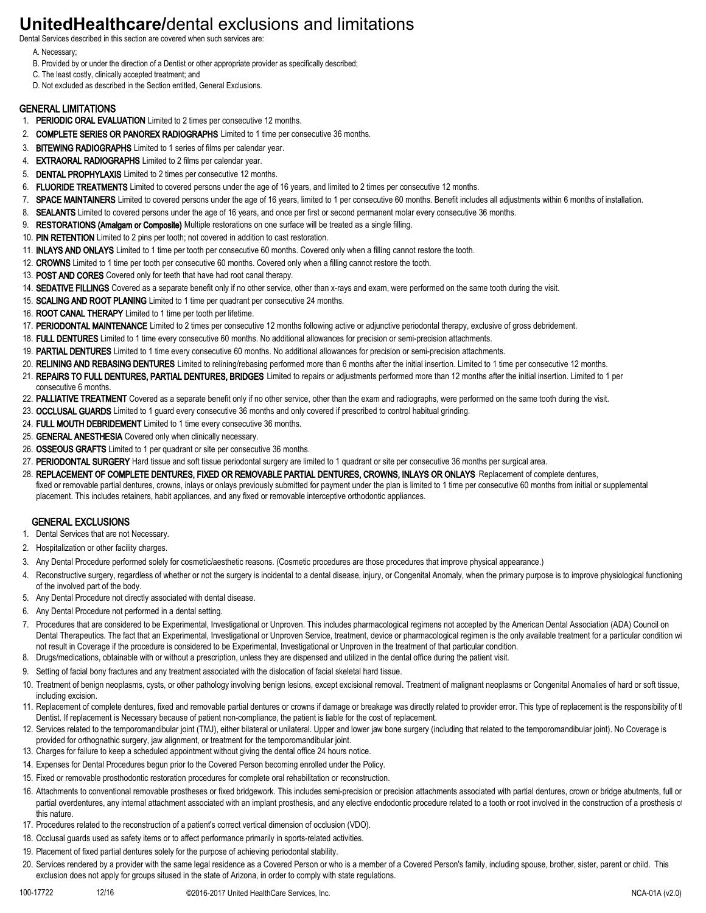# **UnitedHealthcare/**dental exclusions and limitations

Dental Services described in this section are covered when such services are:

A. Necessary;
B. Provided by or under the direction of a Dentist or other appropriate provider as specifically described;
C. The least costly, clinically accepted treatment; and
D. Not excluded as described in the Section entitled, General Exclusions.

## GENERAL LIMITATIONS

1. **PERIODIC ORAL EVALUATION** Limited to 2 times per consecutive 12 months.
2. **COMPLETE SERIES OR PANOREX RADIOGRAPHS** Limited to 1 time per consecutive 36 months.
3. **BITEWING RADIOGRAPHS** Limited to 1 series of films per calendar year.
4. **EXTRAORAL RADIOGRAPHS** Limited to 2 films per calendar year.
5. **DENTAL PROPHYLAXIS** Limited to 2 times per consecutive 12 months.
6. **FLUORIDE TREATMENTS** Limited to covered persons under the age of 16 years, and limited to 2 times per consecutive 12 months.
7. **SPACE MAINTAINERS** Limited to covered persons under the age of 16 years, limited to 1 per consecutive 60 months. Benefit includes all adjustments within 6 months of installation.
8. **SEALANTS** Limited to covered persons under the age of 16 years, and once per first or second permanent molar every consecutive 36 months.
9. **RESTORATIONS (Amalgam or Composite)** Multiple restorations on one surface will be treated as a single filling.
10. **PIN RETENTION** Limited to 2 pins per tooth; not covered in addition to cast restoration.
11. **INLAYS AND ONLAYS** Limited to 1 time per tooth per consecutive 60 months. Covered only when a filling cannot restore the tooth.
12. **CROWNS** Limited to 1 time per tooth per consecutive 60 months. Covered only when a filling cannot restore the tooth.
13. **POST AND CORES** Covered only for teeth that have had root canal therapy.
14. **SEDATIVE FILLINGS** Covered as a separate benefit only if no other service, other than x-rays and exam, were performed on the same tooth during the visit.
15. **SCALING AND ROOT PLANING** Limited to 1 time per quadrant per consecutive 24 months.
16. **ROOT CANAL THERAPY** Limited to 1 time per tooth per lifetime.
17. **PERIODONTAL MAINTENANCE** Limited to 2 times per consecutive 12 months following active or adjunctive periodontal therapy, exclusive of gross debridement.
18. **FULL DENTURES** Limited to 1 time every consecutive 60 months. No additional allowances for precision or semi-precision attachments.
19. **PARTIAL DENTURES** Limited to 1 time every consecutive 60 months. No additional allowances for precision or semi-precision attachments.
20. **RELINING AND REBASING DENTURES** Limited to relining/rebasing performed more than 6 months after the initial insertion. Limited to 1 time per consecutive 12 months.
21. **REPAIRS TO FULL DENTURES, PARTIAL DENTURES, BRIDGES** Limited to repairs or adjustments performed more than 12 months after the initial insertion. Limited to 1 per consecutive 6 months.
22. **PALLIATIVE TREATMENT** Covered as a separate benefit only if no other service, other than the exam and radiographs, were performed on the same tooth during the visit.
23. **OCCLUSAL GUARDS** Limited to 1 guard every consecutive 36 months and only covered if prescribed to control habitual grinding.
24. **FULL MOUTH DEBRIDEMENT** Limited to 1 time every consecutive 36 months.
25. **GENERAL ANESTHESIA** Covered only when clinically necessary.
26. **OSSEOUS GRAFTS** Limited to 1 per quadrant or site per consecutive 36 months.
27. **PERIODONTAL SURGERY** Hard tissue and soft tissue periodontal surgery are limited to 1 quadrant or site per consecutive 36 months per surgical area.
28. **REPLACEMENT OF COMPLETE DENTURES, FIXED OR REMOVABLE PARTIAL DENTURES, CROWNS, INLAYS OR ONLAYS** Replacement of complete dentures, fixed or removable partial dentures, crowns, inlays or onlays previously submitted for payment under the plan is limited to 1 time per consecutive 60 months from initial or supplemental placement. This includes retainers, habit appliances, and any fixed or removable interceptive orthodontic appliances.

## GENERAL EXCLUSIONS

1. Dental Services that are not Necessary.
2. Hospitalization or other facility charges.
3. Any Dental Procedure performed solely for cosmetic/aesthetic reasons. (Cosmetic procedures are those procedures that improve physical appearance.)
4. Reconstructive surgery, regardless of whether or not the surgery is incidental to a dental disease, injury, or Congenital Anomaly, when the primary purpose is to improve physiological functioning of the involved part of the body.
5. Any Dental Procedure not directly associated with dental disease.
6. Any Dental Procedure not performed in a dental setting.
7. Procedures that are considered to be Experimental, Investigational or Unproven. This includes pharmacological regimens not accepted by the American Dental Association (ADA) Council on Dental Therapeutics. The fact that an Experimental, Investigational or Unproven Service, treatment, device or pharmacological regimen is the only available treatment for a particular condition wi not result in Coverage if the procedure is considered to be Experimental, Investigational or Unproven in the treatment of that particular condition.
8. Drugs/medications, obtainable with or without a prescription, unless they are dispensed and utilized in the dental office during the patient visit.
9. Setting of facial bony fractures and any treatment associated with the dislocation of facial skeletal hard tissue.
10. Treatment of benign neoplasms, cysts, or other pathology involving benign lesions, except excisional removal. Treatment of malignant neoplasms or Congenital Anomalies of hard or soft tissue, including excision.
11. Replacement of complete dentures, fixed and removable partial dentures or crowns if damage or breakage was directly related to provider error. This type of replacement is the responsibility of tl Dentist. If replacement is Necessary because of patient non-compliance, the patient is liable for the cost of replacement.
12. Services related to the temporomandibular joint (TMJ), either bilateral or unilateral. Upper and lower jaw bone surgery (including that related to the temporomandibular joint). No Coverage is provided for orthognathic surgery, jaw alignment, or treatment for the temporomandibular joint.
13. Charges for failure to keep a scheduled appointment without giving the dental office 24 hours notice.
14. Expenses for Dental Procedures begun prior to the Covered Person becoming enrolled under the Policy.
15. Fixed or removable prosthodontic restoration procedures for complete oral rehabilitation or reconstruction.
16. Attachments to conventional removable prostheses or fixed bridgework. This includes semi-precision or precision attachments associated with partial dentures, crown or bridge abutments, full or partial overdentures, any internal attachment associated with an implant prosthesis, and any elective endodontic procedure related to a tooth or root involved in the construction of a prosthesis of this nature.
17. Procedures related to the reconstruction of a patient's correct vertical dimension of occlusion (VDO).
18. Occlusal guards used as safety items or to affect performance primarily in sports-related activities.
19. Placement of fixed partial dentures solely for the purpose of achieving periodontal stability.
20. Services rendered by a provider with the same legal residence as a Covered Person or who is a member of a Covered Person's family, including spouse, brother, sister, parent or child. This exclusion does not apply for groups sitused in the state of Arizona, in order to comply with state regulations.

100-17722 12/16 ©2016-2017 United HealthCare Services, Inc. NCA-01A (v2.0)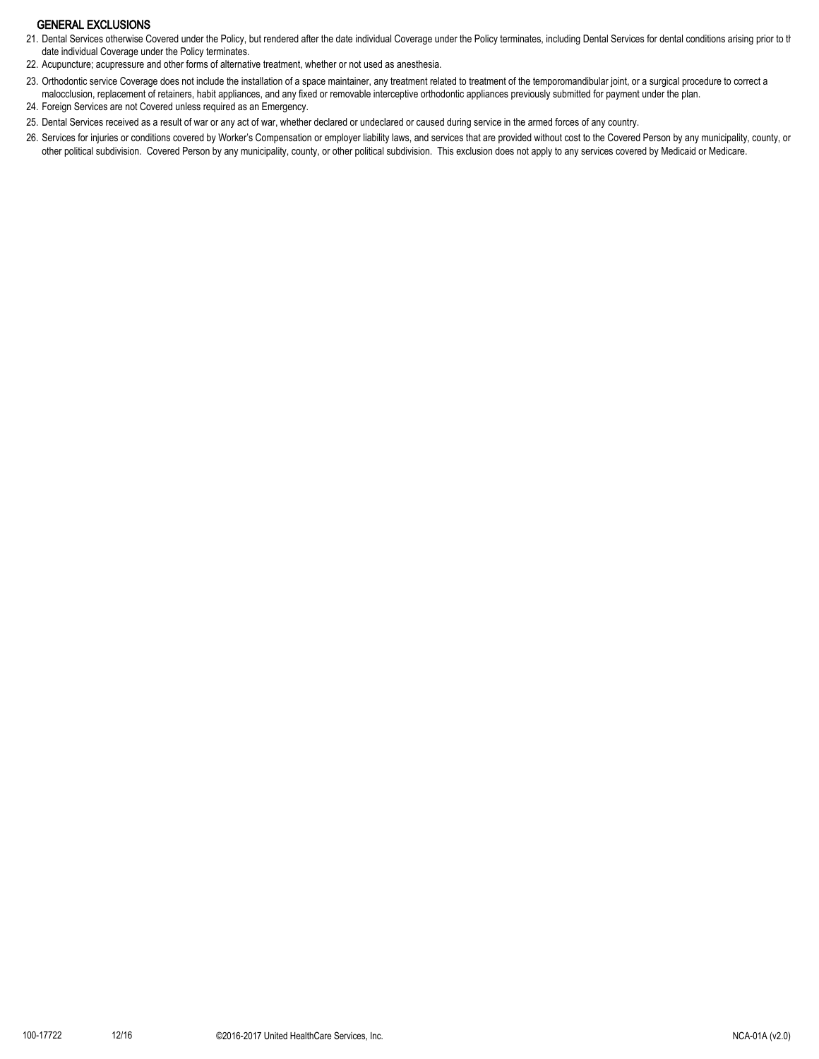### GENERAL EXCLUSIONS

21. Dental Services otherwise Covered under the Policy, but rendered after the date individual Coverage under the Policy terminates, including Dental Services for dental conditions arising prior to th date individual Coverage under the Policy terminates.
22. Acupuncture; acupressure and other forms of alternative treatment, whether or not used as anesthesia.
23. Orthodontic service Coverage does not include the installation of a space maintainer, any treatment related to treatment of the temporomandibular joint, or a surgical procedure to correct a malocclusion, replacement of retainers, habit appliances, and any fixed or removable interceptive orthodontic appliances previously submitted for payment under the plan.
24. Foreign Services are not Covered unless required as an Emergency.
25. Dental Services received as a result of war or any act of war, whether declared or undeclared or caused during service in the armed forces of any country.
26. Services for injuries or conditions covered by Worker's Compensation or employer liability laws, and services that are provided without cost to the Covered Person by any municipality, county, or other political subdivision. Covered Person by any municipality, county, or other political subdivision. This exclusion does not apply to any services covered by Medicaid or Medicare.